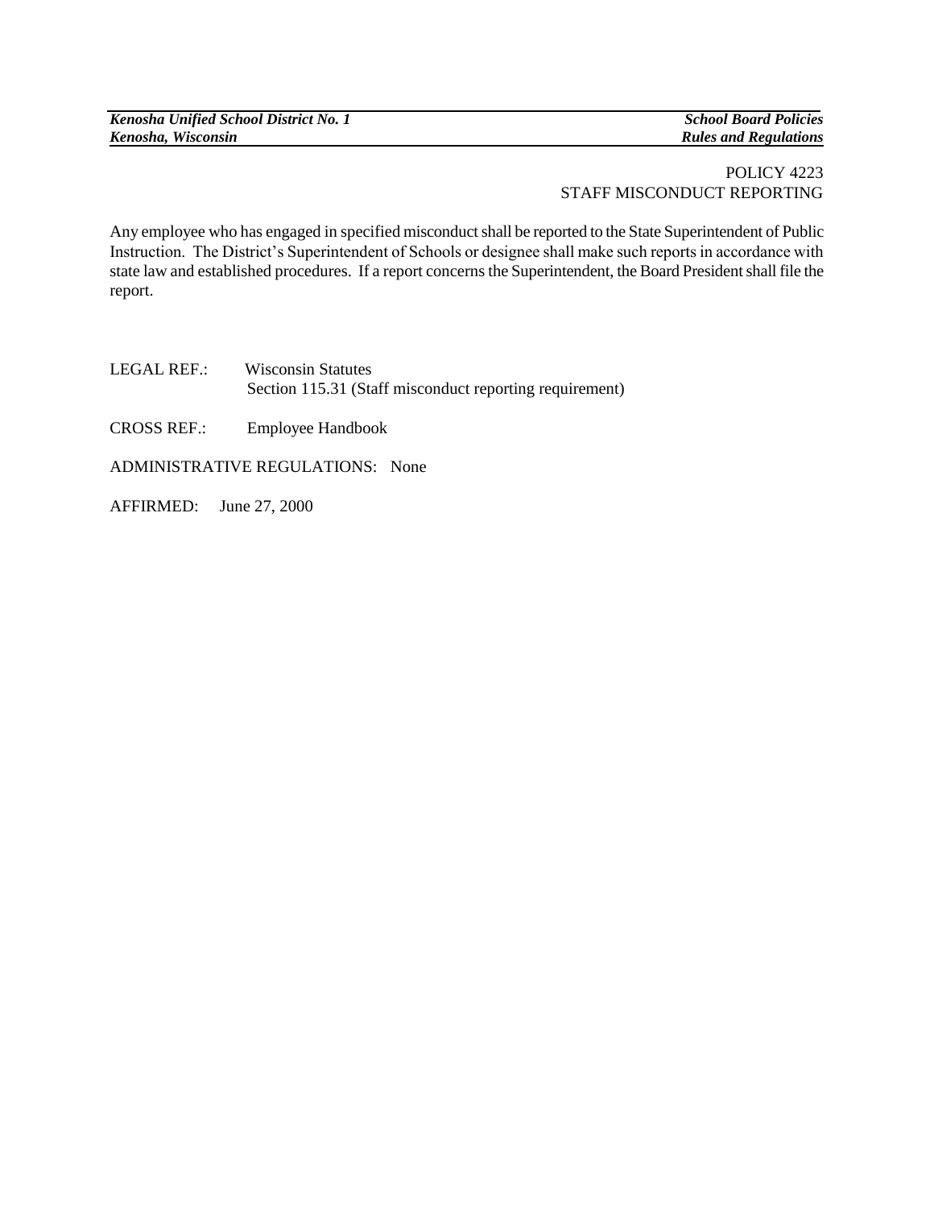POLICY 4223
STAFF MISCONDUCT REPORTING

Any employee who has engaged in specified misconduct shall be reported to the State Superintendent of Public Instruction. The District's Superintendent of Schools or designee shall make such reports in accordance with state law and established procedures. If a report concerns the Superintendent, the Board President shall file the report.

LEGAL REF.: Wisconsin Statutes
Section 115.31 (Staff misconduct reporting requirement)

CROSS REF.: Employee Handbook

ADMINISTRATIVE REGULATIONS: None

AFFIRMED: June 27, 2000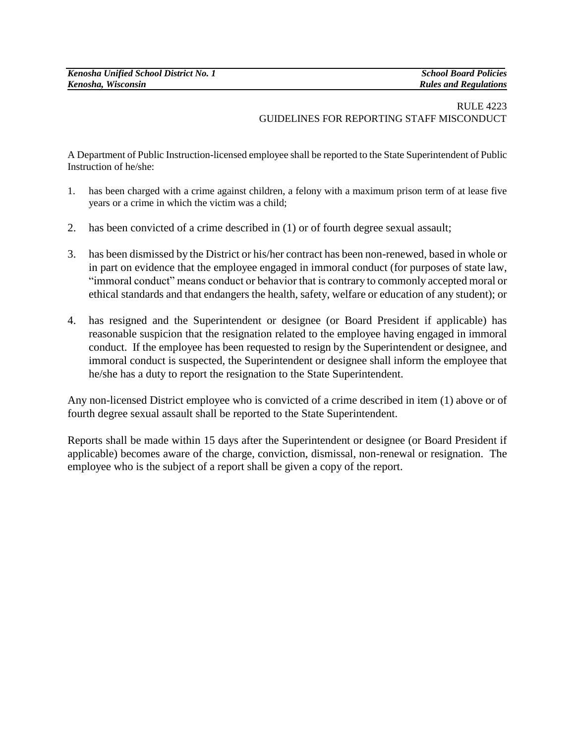RULE 4223
GUIDELINES FOR REPORTING STAFF MISCONDUCT

A Department of Public Instruction-licensed employee shall be reported to the State Superintendent of Public Instruction of he/she:

1. has been charged with a crime against children, a felony with a maximum prison term of at lease five years or a crime in which the victim was a child;

2. has been convicted of a crime described in (1) or of fourth degree sexual assault;

3. has been dismissed by the District or his/her contract has been non-renewed, based in whole or in part on evidence that the employee engaged in immoral conduct (for purposes of state law, "immoral conduct" means conduct or behavior that is contrary to commonly accepted moral or ethical standards and that endangers the health, safety, welfare or education of any student); or

4. has resigned and the Superintendent or designee (or Board President if applicable) has reasonable suspicion that the resignation related to the employee having engaged in immoral conduct. If the employee has been requested to resign by the Superintendent or designee, and immoral conduct is suspected, the Superintendent or designee shall inform the employee that he/she has a duty to report the resignation to the State Superintendent.

Any non-licensed District employee who is convicted of a crime described in item (1) above or of fourth degree sexual assault shall be reported to the State Superintendent.

Reports shall be made within 15 days after the Superintendent or designee (or Board President if applicable) becomes aware of the charge, conviction, dismissal, non-renewal or resignation. The employee who is the subject of a report shall be given a copy of the report.